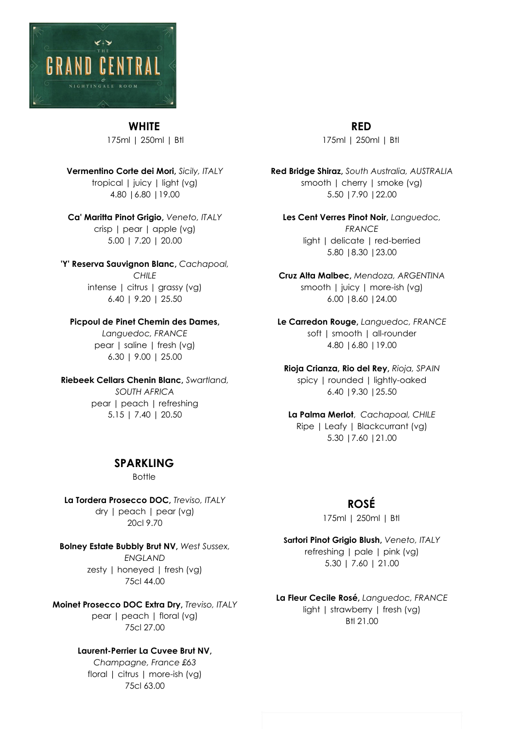# THE GRAND CENTRAL & NIGHTINGALE ROOM

## WHITE

175ml | 250ml | Btl

**Vermentino Corte dei Mori,** *Sicily, ITALY*
tropical | juicy | light (vg)
4.80 | 6.80 | 19.00

**Ca' Maritta Pinot Grigio,** *Veneto, ITALY*
crisp | pear | apple (vg)
5.00 | 7.20 | 20.00

**'Y' Reserva Sauvignon Blanc,** *Cachapoal, CHILE*
intense | citrus | grassy (vg)
6.40 | 9.20 | 25.50

**Picpoul de Pinet Chemin des Dames,** *Languedoc, FRANCE*
pear | saline | fresh (vg)
6.30 | 9.00 | 25.00

**Riebeek Cellars Chenin Blanc,** *Swartland, SOUTH AFRICA*
pear | peach | refreshing
5.15 | 7.40 | 20.50

## SPARKLING

Bottle

**La Tordera Prosecco DOC,** *Treviso, ITALY*
dry | peach | pear (vg)
20cl 9.70

**Bolney Estate Bubbly Brut NV,** *West Sussex, ENGLAND*
zesty | honeyed | fresh (vg)
75cl 44.00

**Moinet Prosecco DOC Extra Dry,** *Treviso, ITALY*
pear | peach | floral (vg)
75cl 27.00

**Laurent-Perrier La Cuvee Brut NV,** *Champagne, France £63*
floral | citrus | more-ish (vg)
75cl 63.00

## RED

175ml | 250ml | Btl

**Red Bridge Shiraz,** *South Australia, AUSTRALIA*
smooth | cherry | smoke (vg)
5.50 | 7.90 | 22.00

**Les Cent Verres Pinot Noir,** *Languedoc, FRANCE*
light | delicate | red-berried
5.80 | 8.30 | 23.00

**Cruz Alta Malbec,** *Mendoza, ARGENTINA*
smooth | juicy | more-ish (vg)
6.00 | 8.60 | 24.00

**Le Carredon Rouge,** *Languedoc, FRANCE*
soft | smooth | all-rounder
4.80 | 6.80 | 19.00

**Rioja Crianza, Rio del Rey,** *Rioja, SPAIN*
spicy | rounded | lightly-oaked
6.40 | 9.30 | 25.50

**La Palma Merlot**, *Cachapoal, CHILE*
Ripe | Leafy | Blackcurrant (vg)
5.30 | 7.60 | 21.00

## ROSÉ

175ml | 250ml | Btl

**Sartori Pinot Grigio Blush,** *Veneto, ITALY*
refreshing | pale | pink (vg)
5.30 | 7.60 | 21.00

**La Fleur Cecile Rosé,** *Languedoc, FRANCE*
light | strawberry | fresh (vg)
Btl 21.00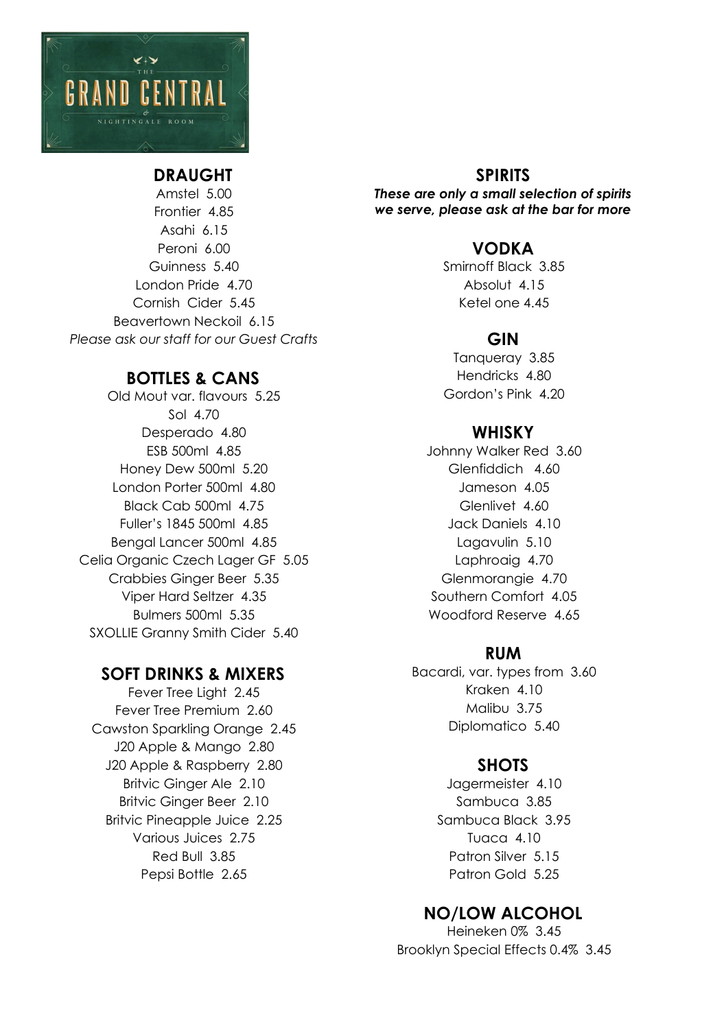# THE GRAND CENTRAL & NIGHTINGALE ROOM

## DRAUGHT

Amstel 5.00
Frontier 4.85
Asahi 6.15
Peroni 6.00
Guinness 5.40
London Pride 4.70
Cornish Cider 5.45
Beavertown Neckoil 6.15
*Please ask our staff for our Guest Crafts*

## BOTTLES & CANS

Old Mout var. flavours 5.25
Sol 4.70
Desperado 4.80
ESB 500ml 4.85
Honey Dew 500ml 5.20
London Porter 500ml 4.80
Black Cab 500ml 4.75
Fuller's 1845 500ml 4.85
Bengal Lancer 500ml 4.85
Celia Organic Czech Lager GF 5.05
Crabbies Ginger Beer 5.35
Viper Hard Seltzer 4.35
Bulmers 500ml 5.35
SXOLLIE Granny Smith Cider 5.40

## SOFT DRINKS & MIXERS

Fever Tree Light 2.45
Fever Tree Premium 2.60
Cawston Sparkling Orange 2.45
J20 Apple & Mango 2.80
J20 Apple & Raspberry 2.80
Britvic Ginger Ale 2.10
Britvic Ginger Beer 2.10
Britvic Pineapple Juice 2.25
Various Juices 2.75
Red Bull 3.85
Pepsi Bottle 2.65

## SPIRITS

***These are only a small selection of spirits we serve, please ask at the bar for more***

### VODKA

Smirnoff Black 3.85
Absolut 4.15
Ketel one 4.45

### GIN

Tanqueray 3.85
Hendricks 4.80
Gordon's Pink 4.20

### WHISKY

Johnny Walker Red 3.60
Glenfiddich 4.60
Jameson 4.05
Glenlivet 4.60
Jack Daniels 4.10
Lagavulin 5.10
Laphroaig 4.70
Glenmorangie 4.70
Southern Comfort 4.05
Woodford Reserve 4.65

### RUM

Bacardi, var. types from 3.60
Kraken 4.10
Malibu 3.75
Diplomatico 5.40

### SHOTS

Jagermeister 4.10
Sambuca 3.85
Sambuca Black 3.95
Tuaca 4.10
Patron Silver 5.15
Patron Gold 5.25

## NO/LOW ALCOHOL

Heineken 0% 3.45
Brooklyn Special Effects 0.4% 3.45